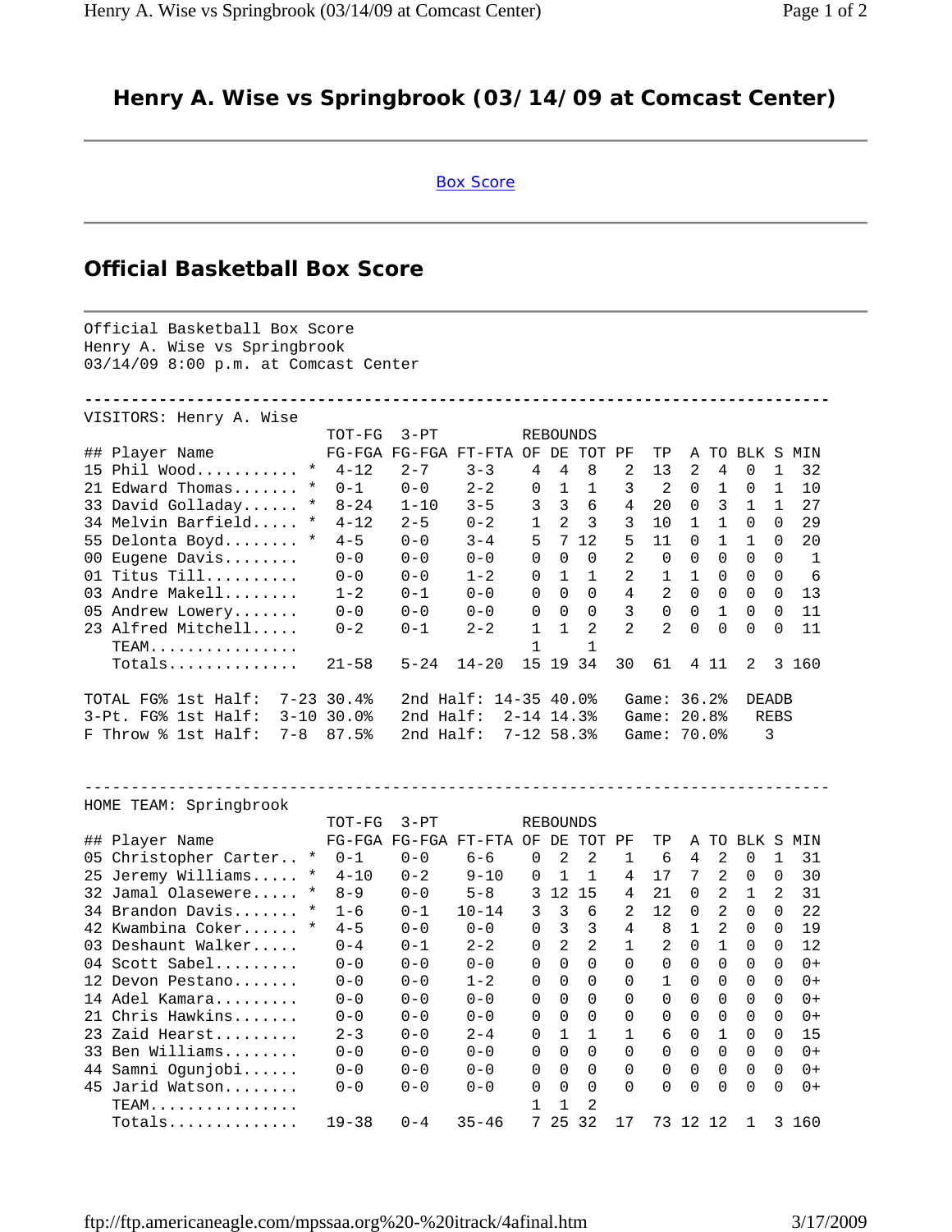# Henry A. Wise vs Springbrook (03/14/09 at Comcast Center)

Box Score

## Official Basketball Box Score

Official Basketball Box Score
Henry A. Wise vs Springbrook
03/14/09 8:00 p.m. at Comcast Center

VISITORS: Henry A. Wise

| ## | Player Name | | TOT-FG FG-FGA | 3-PT FG-FGA | FT-FTA | REBOUNDS OF | DE | TOT | PF | TP | A | TO | BLK | S | MIN |
|---|---|---|---|---|---|---|---|---|---|---|---|---|---|---|---|
| 15 | Phil Wood | * | 4-12 | 2-7 | 3-3 | 4 | 4 | 8 | 2 | 13 | 2 | 4 | 0 | 1 | 32 |
| 21 | Edward Thomas | * | 0-1 | 0-0 | 2-2 | 0 | 1 | 1 | 3 | 2 | 0 | 1 | 0 | 1 | 10 |
| 33 | David Golladay | * | 8-24 | 1-10 | 3-5 | 3 | 3 | 6 | 4 | 20 | 0 | 3 | 1 | 1 | 27 |
| 34 | Melvin Barfield | * | 4-12 | 2-5 | 0-2 | 1 | 2 | 3 | 3 | 10 | 1 | 1 | 0 | 0 | 29 |
| 55 | Delonta Boyd | * | 4-5 | 0-0 | 3-4 | 5 | 7 | 12 | 5 | 11 | 0 | 1 | 1 | 0 | 20 |
| 00 | Eugene Davis | | 0-0 | 0-0 | 0-0 | 0 | 0 | 0 | 2 | 0 | 0 | 0 | 0 | 0 | 1 |
| 01 | Titus Till | | 0-0 | 0-0 | 1-2 | 0 | 1 | 1 | 2 | 1 | 1 | 0 | 0 | 0 | 6 |
| 03 | Andre Makell | | 1-2 | 0-1 | 0-0 | 0 | 0 | 0 | 4 | 2 | 0 | 0 | 0 | 0 | 13 |
| 05 | Andrew Lowery | | 0-0 | 0-0 | 0-0 | 0 | 0 | 0 | 3 | 0 | 0 | 1 | 0 | 0 | 11 |
| 23 | Alfred Mitchell | | 0-2 | 0-1 | 2-2 | 1 | 1 | 2 | 2 | 2 | 0 | 0 | 0 | 0 | 11 |
| | TEAM | | | | | 1 | | 1 | | | | | | | |
| | Totals | | 21-58 | 5-24 | 14-20 | 15 | 19 | 34 | 30 | 61 | 4 | 11 | 2 | 3 | 160 |

```
TOTAL FG% 1st Half:  7-23 30.4%   2nd Half: 14-35 40.0%   Game: 36.2%   DEADB
3-Pt. FG% 1st Half:  3-10 30.0%   2nd Half:  2-14 14.3%   Game: 20.8%    REBS
F Throw % 1st Half:  7-8  87.5%   2nd Half:  7-12 58.3%   Game: 70.0%      3
```

HOME TEAM: Springbrook

| ## | Player Name | | TOT-FG FG-FGA | 3-PT FG-FGA | FT-FTA | REBOUNDS OF | DE | TOT | PF | TP | A | TO | BLK | S | MIN |
|---|---|---|---|---|---|---|---|---|---|---|---|---|---|---|---|
| 05 | Christopher Carter | * | 0-1 | 0-0 | 6-6 | 0 | 2 | 2 | 1 | 6 | 4 | 2 | 0 | 1 | 31 |
| 25 | Jeremy Williams | * | 4-10 | 0-2 | 9-10 | 0 | 1 | 1 | 4 | 17 | 7 | 2 | 0 | 0 | 30 |
| 32 | Jamal Olasewere | * | 8-9 | 0-0 | 5-8 | 3 | 12 | 15 | 4 | 21 | 0 | 2 | 1 | 2 | 31 |
| 34 | Brandon Davis | * | 1-6 | 0-1 | 10-14 | 3 | 3 | 6 | 2 | 12 | 0 | 2 | 0 | 0 | 22 |
| 42 | Kwambina Coker | * | 4-5 | 0-0 | 0-0 | 0 | 3 | 3 | 4 | 8 | 1 | 2 | 0 | 0 | 19 |
| 03 | Deshaunt Walker | | 0-4 | 0-1 | 2-2 | 0 | 2 | 2 | 1 | 2 | 0 | 1 | 0 | 0 | 12 |
| 04 | Scott Sabel | | 0-0 | 0-0 | 0-0 | 0 | 0 | 0 | 0 | 0 | 0 | 0 | 0 | 0 | 0+ |
| 12 | Devon Pestano | | 0-0 | 0-0 | 1-2 | 0 | 0 | 0 | 0 | 1 | 0 | 0 | 0 | 0 | 0+ |
| 14 | Adel Kamara | | 0-0 | 0-0 | 0-0 | 0 | 0 | 0 | 0 | 0 | 0 | 0 | 0 | 0 | 0+ |
| 21 | Chris Hawkins | | 0-0 | 0-0 | 0-0 | 0 | 0 | 0 | 0 | 0 | 0 | 0 | 0 | 0 | 0+ |
| 23 | Zaid Hearst | | 2-3 | 0-0 | 2-4 | 0 | 1 | 1 | 1 | 6 | 0 | 1 | 0 | 0 | 15 |
| 33 | Ben Williams | | 0-0 | 0-0 | 0-0 | 0 | 0 | 0 | 0 | 0 | 0 | 0 | 0 | 0 | 0+ |
| 44 | Samni Ogunjobi | | 0-0 | 0-0 | 0-0 | 0 | 0 | 0 | 0 | 0 | 0 | 0 | 0 | 0 | 0+ |
| 45 | Jarid Watson | | 0-0 | 0-0 | 0-0 | 0 | 0 | 0 | 0 | 0 | 0 | 0 | 0 | 0 | 0+ |
| | TEAM | | | | | 1 | 1 | 2 | | | | | | | |
| | Totals | | 19-38 | 0-4 | 35-46 | 7 | 25 | 32 | 17 | 73 | 12 | 12 | 1 | 3 | 160 |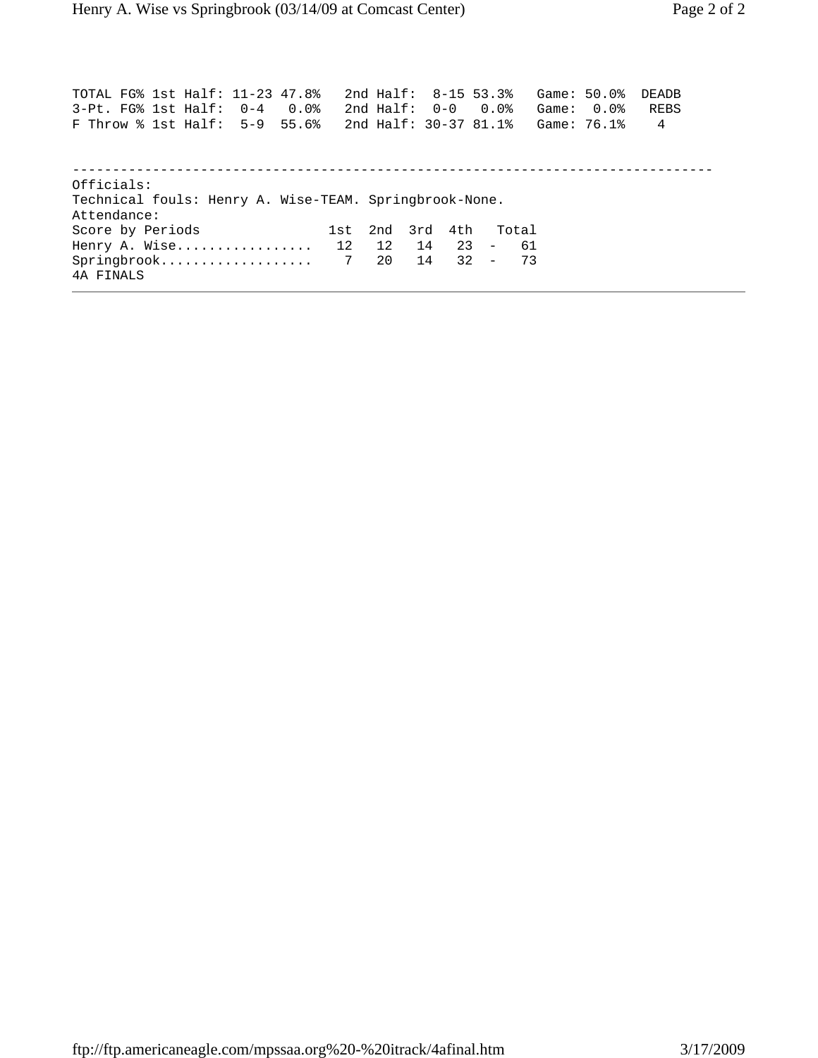TOTAL FG% 1st Half: 11-23 47.8%   2nd Half:  8-15 53.3%   Game: 50.0%  DEADB
3-Pt. FG% 1st Half:  0-4   0.0%   2nd Half:  0-0   0.0%   Game:  0.0%   REBS
F Throw % 1st Half:  5-9  55.6%   2nd Half: 30-37 81.1%   Game: 76.1%    4

---

Officials:
Technical fouls: Henry A. Wise-TEAM. Springbrook-None.
Attendance:

| Score by Periods | 1st | 2nd | 3rd | 4th | Total |
|---|---|---|---|---|---|
| Henry A. Wise................. | 12 | 12 | 14 | 23 | 61 |
| Springbrook................... | 7 | 20 | 14 | 32 | 73 |

4A FINALS